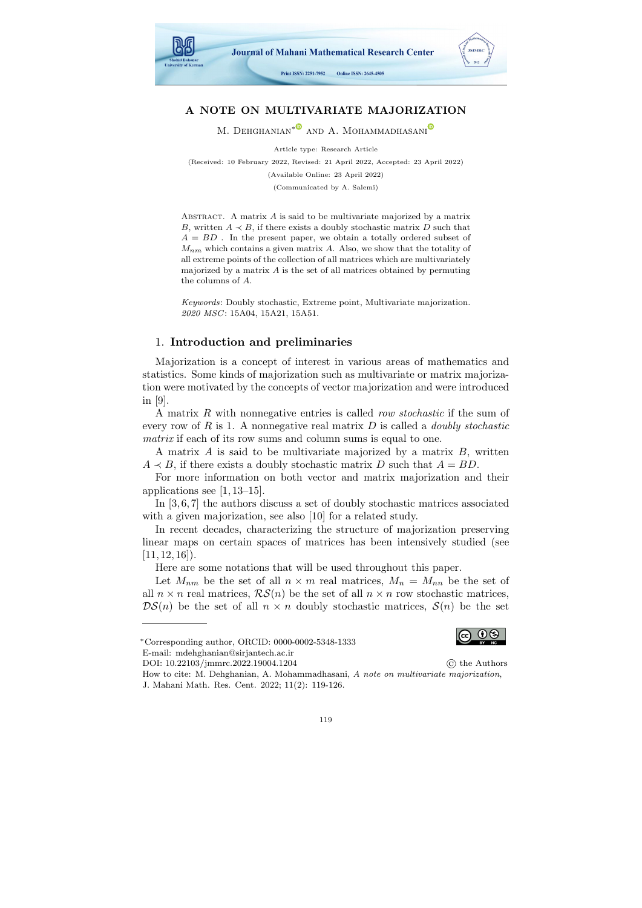# A NOTE ON MULTIVARIATE MAJORIZATION

M. Dehghanian* and A. Mohammadhasani

Article type: Research Article

(Received: 10 February 2022, Revised: 21 April 2022, Accepted: 23 April 2022)

(Available Online: 23 April 2022)

(Communicated by A. Salemi)

Abstract. A matrix $A$ is said to be multivariate majorized by a matrix $B$, written $A \prec B$, if there exists a doubly stochastic matrix $D$ such that $A = BD$ . In the present paper, we obtain a totally ordered subset of $M_{nm}$ which contains a given matrix $A$. Also, we show that the totality of all extreme points of the collection of all matrices which are multivariately majorized by a matrix $A$ is the set of all matrices obtained by permuting the columns of $A$.

*Keywords*: Doubly stochastic, Extreme point, Multivariate majorization.
*2020 MSC*: 15A04, 15A21, 15A51.

## 1. Introduction and preliminaries

Majorization is a concept of interest in various areas of mathematics and statistics. Some kinds of majorization such as multivariate or matrix majorization were motivated by the concepts of vector majorization and were introduced in [9].

A matrix $R$ with nonnegative entries is called *row stochastic* if the sum of every row of $R$ is 1. A nonnegative real matrix $D$ is called a *doubly stochastic matrix* if each of its row sums and column sums is equal to one.

A matrix $A$ is said to be multivariate majorized by a matrix $B$, written $A \prec B$, if there exists a doubly stochastic matrix $D$ such that $A = BD$.

For more information on both vector and matrix majorization and their applications see [1, 13–15].

In [3, 6, 7] the authors discuss a set of doubly stochastic matrices associated with a given majorization, see also [10] for a related study.

In recent decades, characterizing the structure of majorization preserving linear maps on certain spaces of matrices has been intensively studied (see [11, 12, 16]).

Here are some notations that will be used throughout this paper.

Let $M_{nm}$ be the set of all $n \times m$ real matrices, $M_n = M_{nn}$ be the set of all $n \times n$ real matrices, $\mathcal{RS}(n)$ be the set of all $n \times n$ row stochastic matrices, $\mathcal{DS}(n)$ be the set of all $n \times n$ doubly stochastic matrices, $\mathcal{S}(n)$ be the set

---

*Corresponding author, ORCID: 0000-0002-5348-1333
E-mail: mdehghanian@sirjantech.ac.ir
DOI: 10.22103/jmmrc.2022.19004.1204 © the Authors
How to cite: M. Dehghanian, A. Mohammadhasani, *A note on multivariate majorization*, J. Mahani Math. Res. Cent. 2022; 11(2): 119-126.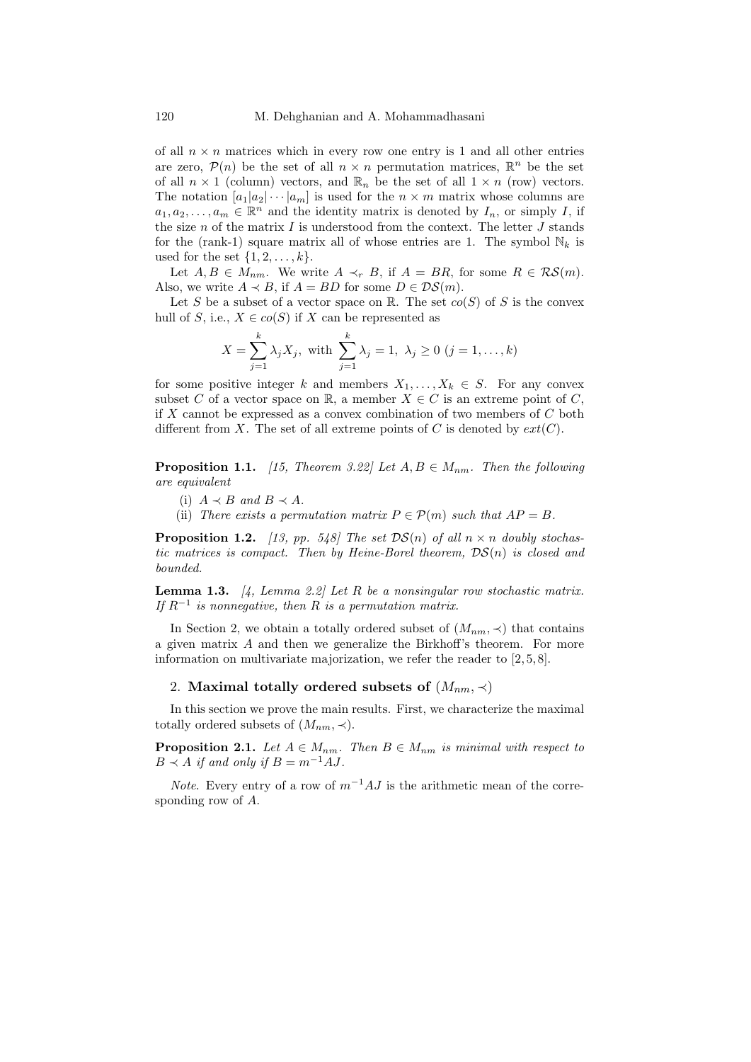of all $n \times n$ matrices which in every row one entry is 1 and all other entries are zero, $\mathcal{P}(n)$ be the set of all $n \times n$ permutation matrices, $\mathbb{R}^n$ be the set of all $n \times 1$ (column) vectors, and $\mathbb{R}_n$ be the set of all $1 \times n$ (row) vectors. The notation $[a_1|a_2|\cdots|a_m]$ is used for the $n \times m$ matrix whose columns are $a_1, a_2, \ldots, a_m \in \mathbb{R}^n$ and the identity matrix is denoted by $I_n$, or simply $I$, if the size $n$ of the matrix $I$ is understood from the context. The letter $J$ stands for the (rank-1) square matrix all of whose entries are 1. The symbol $\mathbb{N}_k$ is used for the set $\{1, 2, \ldots, k\}$.

Let $A, B \in M_{nm}$. We write $A \prec_r B$, if $A = BR$, for some $R \in \mathcal{RS}(m)$. Also, we write $A \prec B$, if $A = BD$ for some $D \in \mathcal{DS}(m)$.

Let $S$ be a subset of a vector space on $\mathbb{R}$. The set $co(S)$ of $S$ is the convex hull of $S$, i.e., $X \in co(S)$ if $X$ can be represented as

$$X = \sum_{j=1}^{k} \lambda_j X_j, \text{ with } \sum_{j=1}^{k} \lambda_j = 1, \ \lambda_j \geq 0 \ (j = 1, \ldots, k)$$

for some positive integer $k$ and members $X_1, \ldots, X_k \in S$. For any convex subset $C$ of a vector space on $\mathbb{R}$, a member $X \in C$ is an extreme point of $C$, if $X$ cannot be expressed as a convex combination of two members of $C$ both different from $X$. The set of all extreme points of $C$ is denoted by $ext(C)$.

**Proposition 1.1.** *[15, Theorem 3.22] Let $A, B \in M_{nm}$. Then the following are equivalent*

(i) $A \prec B$ *and* $B \prec A$.

(ii) *There exists a permutation matrix $P \in \mathcal{P}(m)$ such that $AP = B$.*

**Proposition 1.2.** *[13, pp. 548] The set $\mathcal{DS}(n)$ of all $n \times n$ doubly stochastic matrices is compact. Then by Heine-Borel theorem, $\mathcal{DS}(n)$ is closed and bounded.*

**Lemma 1.3.** *[4, Lemma 2.2] Let $R$ be a nonsingular row stochastic matrix. If $R^{-1}$ is nonnegative, then $R$ is a permutation matrix.*

In Section 2, we obtain a totally ordered subset of $(M_{nm}, \prec)$ that contains a given matrix $A$ and then we generalize the Birkhoff's theorem. For more information on multivariate majorization, we refer the reader to [2, 5, 8].

## 2. Maximal totally ordered subsets of $(M_{nm}, \prec)$

In this section we prove the main results. First, we characterize the maximal totally ordered subsets of $(M_{nm}, \prec)$.

**Proposition 2.1.** *Let $A \in M_{nm}$. Then $B \in M_{nm}$ is minimal with respect to $B \prec A$ if and only if $B = m^{-1}AJ$.*

*Note.* Every entry of a row of $m^{-1}AJ$ is the arithmetic mean of the corresponding row of $A$.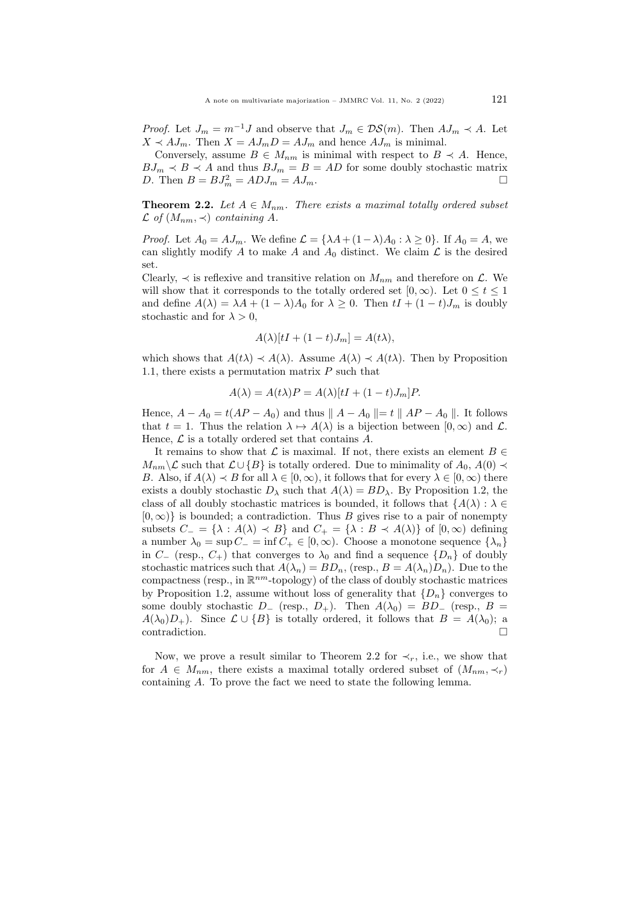*Proof.* Let $J_m = m^{-1}J$ and observe that $J_m \in \mathcal{DS}(m)$. Then $AJ_m \prec A$. Let $X \prec AJ_m$. Then $X = AJ_mD = AJ_m$ and hence $AJ_m$ is minimal.

Conversely, assume $B \in M_{nm}$ is minimal with respect to $B \prec A$. Hence, $BJ_m \prec B \prec A$ and thus $BJ_m = B = AD$ for some doubly stochastic matrix $D$. Then $B = BJ_m^2 = ADJ_m = AJ_m$. □

**Theorem 2.2.** *Let $A \in M_{nm}$. There exists a maximal totally ordered subset $\mathcal{L}$ of $(M_{nm}, \prec)$ containing $A$.*

*Proof.* Let $A_0 = AJ_m$. We define $\mathcal{L} = \{\lambda A + (1-\lambda)A_0 : \lambda \geq 0\}$. If $A_0 = A$, we can slightly modify $A$ to make $A$ and $A_0$ distinct. We claim $\mathcal{L}$ is the desired set.

Clearly, $\prec$ is reflexive and transitive relation on $M_{nm}$ and therefore on $\mathcal{L}$. We will show that it corresponds to the totally ordered set $[0, \infty)$. Let $0 \leq t \leq 1$ and define $A(\lambda) = \lambda A + (1-\lambda)A_0$ for $\lambda \geq 0$. Then $tI + (1-t)J_m$ is doubly stochastic and for $\lambda > 0$,

$$A(\lambda)[tI + (1-t)J_m] = A(t\lambda),$$

which shows that $A(t\lambda) \prec A(\lambda)$. Assume $A(\lambda) \prec A(t\lambda)$. Then by Proposition 1.1, there exists a permutation matrix $P$ such that

$$A(\lambda) = A(t\lambda)P = A(\lambda)[tI + (1-t)J_m]P.$$

Hence, $A - A_0 = t(AP - A_0)$ and thus $\| A - A_0 \| = t \| AP - A_0 \|$. It follows that $t = 1$. Thus the relation $\lambda \mapsto A(\lambda)$ is a bijection between $[0, \infty)$ and $\mathcal{L}$. Hence, $\mathcal{L}$ is a totally ordered set that contains $A$.

It remains to show that $\mathcal{L}$ is maximal. If not, there exists an element $B \in M_{nm} \backslash \mathcal{L}$ such that $\mathcal{L} \cup \{B\}$ is totally ordered. Due to minimality of $A_0$, $A(0) \prec B$. Also, if $A(\lambda) \prec B$ for all $\lambda \in [0, \infty)$, it follows that for every $\lambda \in [0, \infty)$ there exists a doubly stochastic $D_\lambda$ such that $A(\lambda) = BD_\lambda$. By Proposition 1.2, the class of all doubly stochastic matrices is bounded, it follows that $\{A(\lambda) : \lambda \in [0, \infty)\}$ is bounded; a contradiction. Thus $B$ gives rise to a pair of nonempty subsets $C_- = \{\lambda : A(\lambda) \prec B\}$ and $C_+ = \{\lambda : B \prec A(\lambda)\}$ of $[0, \infty)$ defining a number $\lambda_0 = \sup C_- = \inf C_+ \in [0, \infty)$. Choose a monotone sequence $\{\lambda_n\}$ in $C_-$ (resp., $C_+$) that converges to $\lambda_0$ and find a sequence $\{D_n\}$ of doubly stochastic matrices such that $A(\lambda_n) = BD_n$, (resp., $B = A(\lambda_n)D_n$). Due to the compactness (resp., in $\mathbb{R}^{nm}$-topology) of the class of doubly stochastic matrices by Proposition 1.2, assume without loss of generality that $\{D_n\}$ converges to some doubly stochastic $D_-$ (resp., $D_+$). Then $A(\lambda_0) = BD_-$ (resp., $B = A(\lambda_0)D_+$). Since $\mathcal{L} \cup \{B\}$ is totally ordered, it follows that $B = A(\lambda_0)$; a contradiction. □

Now, we prove a result similar to Theorem 2.2 for $\prec_r$, i.e., we show that for $A \in M_{nm}$, there exists a maximal totally ordered subset of $(M_{nm}, \prec_r)$ containing $A$. To prove the fact we need to state the following lemma.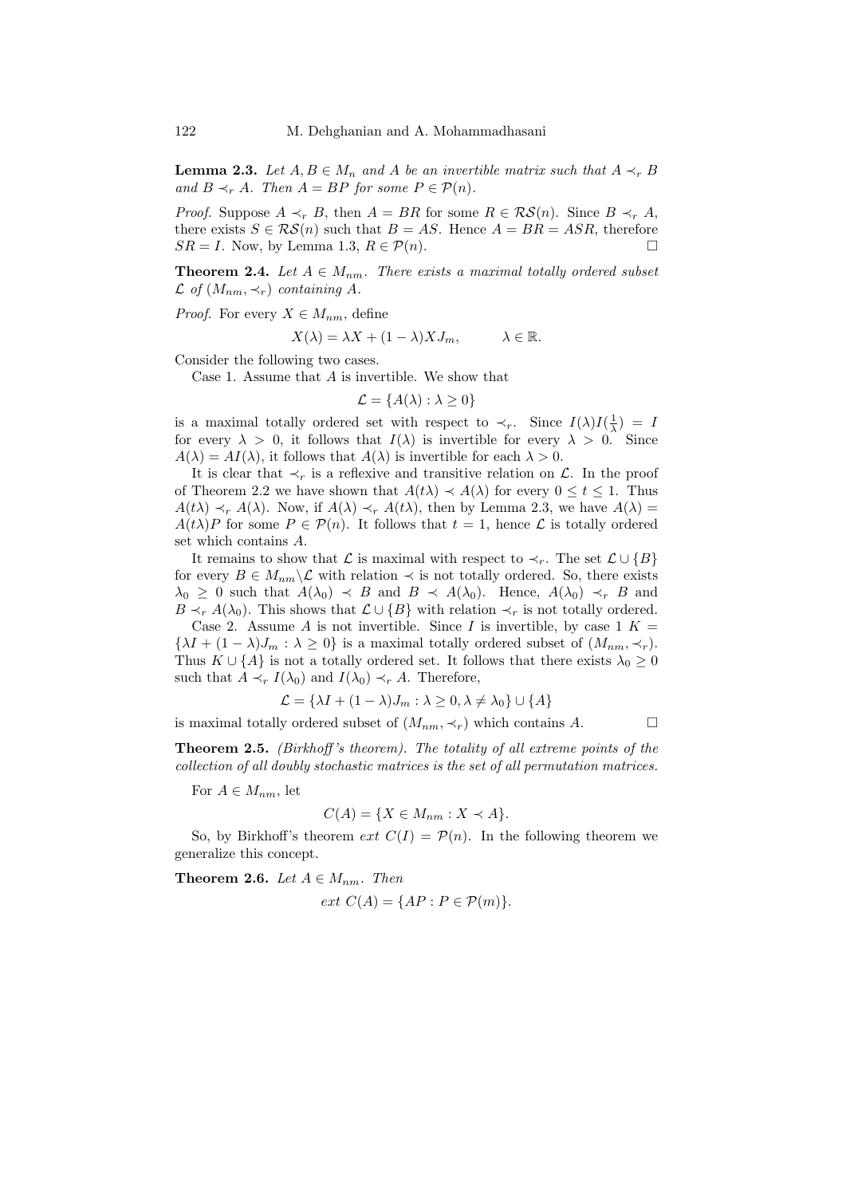**Lemma 2.3.** *Let $A, B \in M_n$ and $A$ be an invertible matrix such that $A \prec_r B$ and $B \prec_r A$. Then $A = BP$ for some $P \in \mathcal{P}(n)$.*

*Proof.* Suppose $A \prec_r B$, then $A = BR$ for some $R \in \mathcal{RS}(n)$. Since $B \prec_r A$, there exists $S \in \mathcal{RS}(n)$ such that $B = AS$. Hence $A = BR = ASR$, therefore $SR = I$. Now, by Lemma 1.3, $R \in \mathcal{P}(n)$. $\square$

**Theorem 2.4.** *Let $A \in M_{nm}$. There exists a maximal totally ordered subset $\mathcal{L}$ of $(M_{nm}, \prec_r)$ containing $A$.*

*Proof.* For every $X \in M_{nm}$, define

$$X(\lambda) = \lambda X + (1-\lambda) X J_m, \qquad \lambda \in \mathbb{R}.$$

Consider the following two cases.

Case 1. Assume that $A$ is invertible. We show that

$$\mathcal{L} = \{A(\lambda) : \lambda \geq 0\}$$

is a maximal totally ordered set with respect to $\prec_r$. Since $I(\lambda)I(\frac{1}{\lambda}) = I$ for every $\lambda > 0$, it follows that $I(\lambda)$ is invertible for every $\lambda > 0$. Since $A(\lambda) = AI(\lambda)$, it follows that $A(\lambda)$ is invertible for each $\lambda > 0$.

It is clear that $\prec_r$ is a reflexive and transitive relation on $\mathcal{L}$. In the proof of Theorem 2.2 we have shown that $A(t\lambda) \prec A(\lambda)$ for every $0 \leq t \leq 1$. Thus $A(t\lambda) \prec_r A(\lambda)$. Now, if $A(\lambda) \prec_r A(t\lambda)$, then by Lemma 2.3, we have $A(\lambda) = A(t\lambda)P$ for some $P \in \mathcal{P}(n)$. It follows that $t = 1$, hence $\mathcal{L}$ is totally ordered set which contains $A$.

It remains to show that $\mathcal{L}$ is maximal with respect to $\prec_r$. The set $\mathcal{L} \cup \{B\}$ for every $B \in M_{nm} \backslash \mathcal{L}$ with relation $\prec$ is not totally ordered. So, there exists $\lambda_0 \geq 0$ such that $A(\lambda_0) \prec B$ and $B \prec A(\lambda_0)$. Hence, $A(\lambda_0) \prec_r B$ and $B \prec_r A(\lambda_0)$. This shows that $\mathcal{L} \cup \{B\}$ with relation $\prec_r$ is not totally ordered.

Case 2. Assume $A$ is not invertible. Since $I$ is invertible, by case 1 $K = \{\lambda I + (1-\lambda)J_m : \lambda \geq 0\}$ is a maximal totally ordered subset of $(M_{nm}, \prec_r)$. Thus $K \cup \{A\}$ is not a totally ordered set. It follows that there exists $\lambda_0 \geq 0$ such that $A \prec_r I(\lambda_0)$ and $I(\lambda_0) \prec_r A$. Therefore,

$$\mathcal{L} = \{\lambda I + (1-\lambda)J_m : \lambda \geq 0, \lambda \neq \lambda_0\} \cup \{A\}$$

is maximal totally ordered subset of $(M_{nm}, \prec_r)$ which contains $A$. $\square$

**Theorem 2.5.** *(Birkhoff's theorem). The totality of all extreme points of the collection of all doubly stochastic matrices is the set of all permutation matrices.*

For $A \in M_{nm}$, let

$$C(A) = \{X \in M_{nm} : X \prec A\}.$$

So, by Birkhoff's theorem $ext\ C(I) = \mathcal{P}(n)$. In the following theorem we generalize this concept.

**Theorem 2.6.** *Let $A \in M_{nm}$. Then*

$$ext\ C(A) = \{AP : P \in \mathcal{P}(m)\}.$$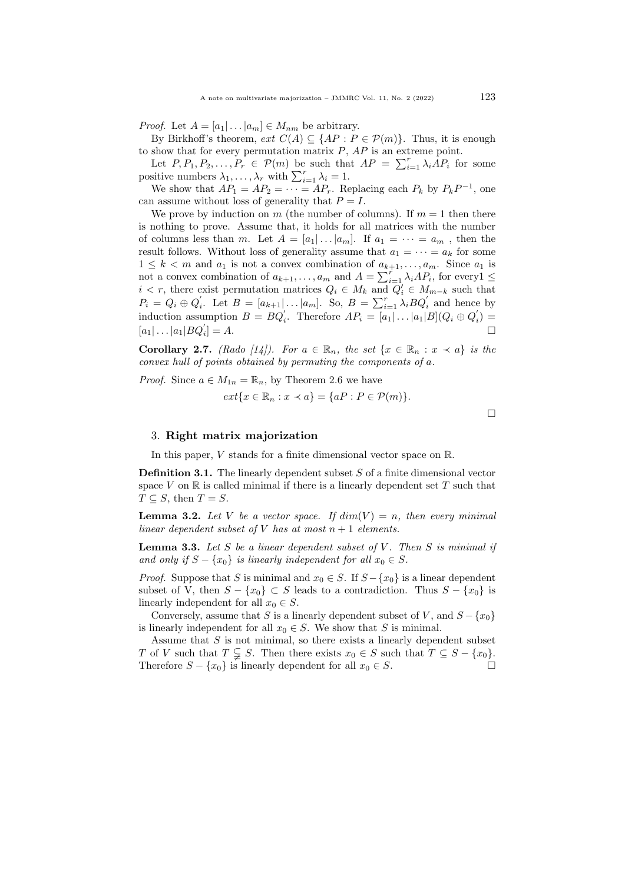*Proof.* Let $A = [a_1|\dots|a_m] \in M_{nm}$ be arbitrary.

By Birkhoff's theorem, $ext\ C(A) \subseteq \{AP : P \in \mathcal{P}(m)\}$. Thus, it is enough to show that for every permutation matrix $P$, $AP$ is an extreme point.

Let $P, P_1, P_2, \dots, P_r \in \mathcal{P}(m)$ be such that $AP = \sum_{i=1}^{r} \lambda_i AP_i$ for some positive numbers $\lambda_1, \dots, \lambda_r$ with $\sum_{i=1}^{r} \lambda_i = 1$.

We show that $AP_1 = AP_2 = \cdots = AP_r$. Replacing each $P_k$ by $P_k P^{-1}$, one can assume without loss of generality that $P = I$.

We prove by induction on $m$ (the number of columns). If $m = 1$ then there is nothing to prove. Assume that, it holds for all matrices with the number of columns less than $m$. Let $A = [a_1|\dots|a_m]$. If $a_1 = \cdots = a_m$ , then the result follows. Without loss of generality assume that $a_1 = \cdots = a_k$ for some $1 \leq k < m$ and $a_1$ is not a convex combination of $a_{k+1}, \dots, a_m$. Since $a_1$ is not a convex combination of $a_{k+1}, \dots, a_m$ and $A = \sum_{i=1}^{r} \lambda_i AP_i$, for every$1 \leq i < r$, there exist permutation matrices $Q_i \in M_k$ and $Q_i^{'} \in M_{m-k}$ such that $P_i = Q_i \oplus Q_i^{'}$. Let $B = [a_{k+1}|\dots|a_m]$. So, $B = \sum_{i=1}^{r} \lambda_i BQ_i^{'}$ and hence by induction assumption $B = BQ_i^{'}$. Therefore $AP_i = [a_1|\dots|a_1|B](Q_i \oplus Q_i^{'}) = [a_1|\dots|a_1|BQ_i^{'}] = A$. $\square$

**Corollary 2.7.** *(Rado [14]). For $a \in \mathbb{R}_n$, the set $\{x \in \mathbb{R}_n : x \prec a\}$ is the convex hull of points obtained by permuting the components of $a$.*

*Proof.* Since $a \in M_{1n} = \mathbb{R}_n$, by Theorem 2.6 we have

$$ext\{x \in \mathbb{R}_n : x \prec a\} = \{aP : P \in \mathcal{P}(m)\}.$$

$\square$

## 3. Right matrix majorization

In this paper, $V$ stands for a finite dimensional vector space on $\mathbb{R}$.

**Definition 3.1.** The linearly dependent subset $S$ of a finite dimensional vector space $V$ on $\mathbb{R}$ is called minimal if there is a linearly dependent set $T$ such that $T \subseteq S$, then $T = S$.

**Lemma 3.2.** *Let $V$ be a vector space. If $dim(V) = n$, then every minimal linear dependent subset of $V$ has at most $n + 1$ elements.*

**Lemma 3.3.** *Let $S$ be a linear dependent subset of $V$. Then $S$ is minimal if and only if $S - \{x_0\}$ is linearly independent for all $x_0 \in S$.*

*Proof.* Suppose that $S$ is minimal and $x_0 \in S$. If $S - \{x_0\}$ is a linear dependent subset of V, then $S - \{x_0\} \subset S$ leads to a contradiction. Thus $S - \{x_0\}$ is linearly independent for all $x_0 \in S$.

Conversely, assume that $S$ is a linearly dependent subset of $V$, and $S - \{x_0\}$ is linearly independent for all $x_0 \in S$. We show that $S$ is minimal.

Assume that $S$ is not minimal, so there exists a linearly dependent subset $T$ of $V$ such that $T \subsetneqq S$. Then there exists $x_0 \in S$ such that $T \subseteq S - \{x_0\}$. Therefore $S - \{x_0\}$ is linearly dependent for all $x_0 \in S$. $\square$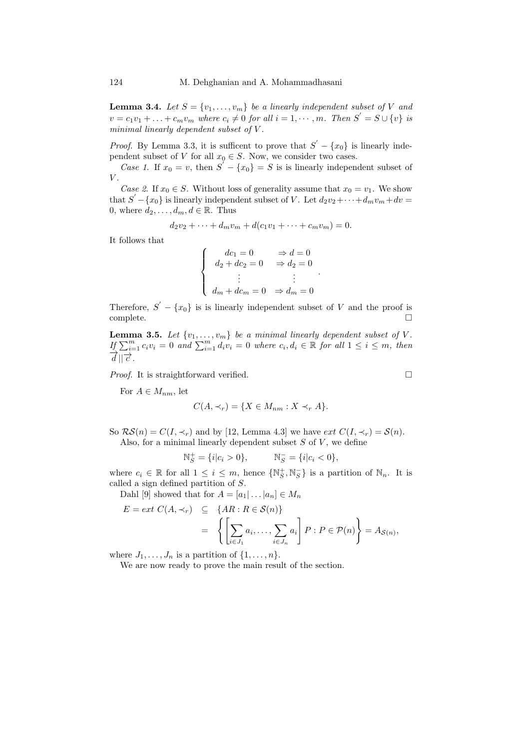**Lemma 3.4.** *Let $S = \{v_1, \dots, v_m\}$ be a linearly independent subset of $V$ and $v = c_1v_1 + \dots + c_mv_m$ where $c_i \neq 0$ for all $i = 1, \cdots, m$. Then $S' = S \cup \{v\}$ is minimal linearly dependent subset of $V$.*

*Proof.* By Lemma 3.3, it is sufficent to prove that $S' - \{x_0\}$ is linearly independent subset of $V$ for all $x_0 \in S$. Now, we consider two cases.

*Case 1.* If $x_0 = v$, then $S' - \{x_0\} = S$ is is linearly independent subset of $V$.

*Case 2.* If $x_0 \in S$. Without loss of generality assume that $x_0 = v_1$. We show that $S' - \{x_0\}$ is linearly independent subset of $V$. Let $d_2v_2 + \cdots + d_mv_m + dv = 0$, where $d_2, \dots, d_m, d \in \mathbb{R}$. Thus

$$d_2v_2 + \cdots + d_mv_m + d(c_1v_1 + \cdots + c_mv_m) = 0.$$

It follows that

$$\begin{cases} dc_1 = 0 & \Rightarrow d = 0 \\ d_2 + dc_2 = 0 & \Rightarrow d_2 = 0 \\ \vdots & \vdots \\ d_m + dc_m = 0 & \Rightarrow d_m = 0 \end{cases}.$$

Therefore, $S' - \{x_0\}$ is is linearly independent subset of $V$ and the proof is complete. $\square$

**Lemma 3.5.** *Let $\{v_1, \dots, v_m\}$ be a minimal linearly dependent subset of $V$. If $\sum_{i=1}^{m} c_iv_i = 0$ and $\sum_{i=1}^{m} d_iv_i = 0$ where $c_i, d_i \in \mathbb{R}$ for all $1 \leq i \leq m$, then $\overrightarrow{d} || \overrightarrow{c}$.*

*Proof.* It is straightforward verified. $\square$

For $A \in M_{nm}$, let

$$C(A, \prec_r) = \{X \in M_{nm} : X \prec_r A\}.$$

So $\mathcal{RS}(n) = C(I, \prec_r)$ and by [12, Lemma 4.3] we have $ext\ C(I, \prec_r) = \mathcal{S}(n)$.

Also, for a minimal linearly dependent subset $S$ of $V$, we define

$$\mathbb{N}_S^+ = \{i | c_i > 0\}, \qquad \mathbb{N}_S^- = \{i | c_i < 0\},$$

where $c_i \in \mathbb{R}$ for all $1 \leq i \leq m$, hence $\{\mathbb{N}_S^+, \mathbb{N}_S^-\}$ is a partition of $\mathbb{N}_n$. It is called a sign defined partition of $S$.

Dahl [9] showed that for $A = [a_1 | \dots | a_n] \in M_n$

$$\begin{aligned} E = ext\ C(A, \prec_r) &\subseteq \{AR : R \in \mathcal{S}(n)\} \\ &= \left\{ \left[ \sum_{i \in J_1} a_i, \dots, \sum_{i \in J_n} a_i \right] P : P \in \mathcal{P}(n) \right\} = A_{\mathcal{S}(n)}, \end{aligned}$$

where $J_1, \dots, J_n$ is a partition of $\{1, \dots, n\}$.

We are now ready to prove the main result of the section.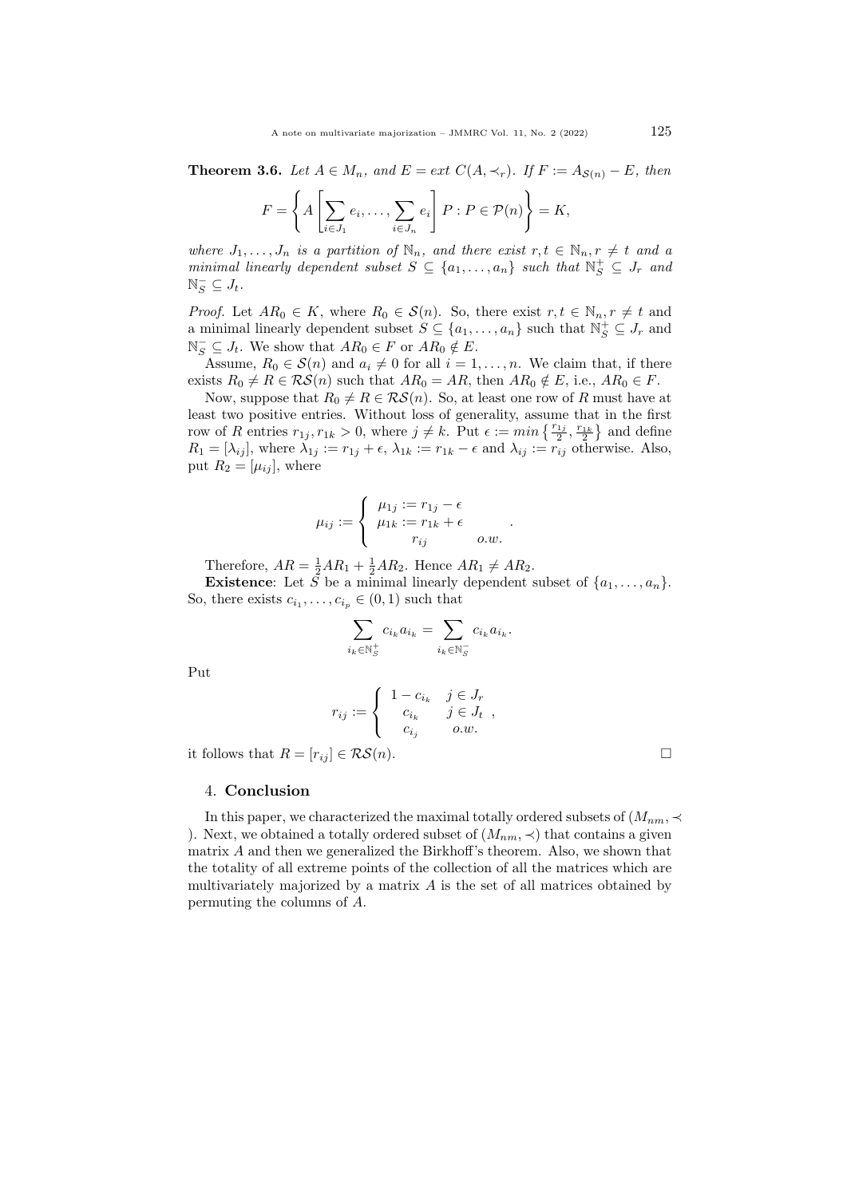**Theorem 3.6.** *Let $A \in M_n$, and $E = ext\ C(A, \prec_r)$. If $F := A_{\mathcal{S}(n)} - E$, then*

$$F = \left\{ A \left[ \sum_{i \in J_1} e_i, \ldots, \sum_{i \in J_n} e_i \right] P : P \in \mathcal{P}(n) \right\} = K,$$

*where $J_1, \ldots, J_n$ is a partition of $\mathbb{N}_n$, and there exist $r, t \in \mathbb{N}_n, r \neq t$ and a minimal linearly dependent subset $S \subseteq \{a_1, \ldots, a_n\}$ such that $\mathbb{N}_S^+ \subseteq J_r$ and $\mathbb{N}_S^- \subseteq J_t$.*

*Proof.* Let $AR_0 \in K$, where $R_0 \in \mathcal{S}(n)$. So, there exist $r, t \in \mathbb{N}_n, r \neq t$ and a minimal linearly dependent subset $S \subseteq \{a_1, \ldots, a_n\}$ such that $\mathbb{N}_S^+ \subseteq J_r$ and $\mathbb{N}_S^- \subseteq J_t$. We show that $AR_0 \in F$ or $AR_0 \notin E$.

Assume, $R_0 \in \mathcal{S}(n)$ and $a_i \neq 0$ for all $i = 1, \ldots, n$. We claim that, if there exists $R_0 \neq R \in \mathcal{RS}(n)$ such that $AR_0 = AR$, then $AR_0 \notin E$, i.e., $AR_0 \in F$.

Now, suppose that $R_0 \neq R \in \mathcal{RS}(n)$. So, at least one row of $R$ must have at least two positive entries. Without loss of generality, assume that in the first row of $R$ entries $r_{1j}, r_{1k} > 0$, where $j \neq k$. Put $\epsilon := min\left\{\frac{r_{1j}}{2}, \frac{r_{1k}}{2}\right\}$ and define $R_1 = [\lambda_{ij}]$, where $\lambda_{1j} := r_{1j} + \epsilon$, $\lambda_{1k} := r_{1k} - \epsilon$ and $\lambda_{ij} := r_{ij}$ otherwise. Also, put $R_2 = [\mu_{ij}]$, where

$$\mu_{ij} := \begin{cases} \mu_{1j} := r_{1j} - \epsilon & \\ \mu_{1k} := r_{1k} + \epsilon & \\ \quad r_{ij} & o.w. \end{cases}.$$

Therefore, $AR = \frac{1}{2}AR_1 + \frac{1}{2}AR_2$. Hence $AR_1 \neq AR_2$.

**Existence**: Let $S$ be a minimal linearly dependent subset of $\{a_1, \ldots, a_n\}$. So, there exists $c_{i_1}, \ldots, c_{i_p} \in (0, 1)$ such that

$$\sum_{i_k \in \mathbb{N}_S^+} c_{i_k} a_{i_k} = \sum_{i_k \in \mathbb{N}_S^-} c_{i_k} a_{i_k}.$$

Put

$$r_{ij} := \begin{cases} 1 - c_{i_k} & j \in J_r \\ c_{i_k} & j \in J_t \\ c_{i_j} & o.w. \end{cases},$$

it follows that $R = [r_{ij}] \in \mathcal{RS}(n)$. $\square$

## 4. **Conclusion**

In this paper, we characterized the maximal totally ordered subsets of $(M_{nm}, \prec)$. Next, we obtained a totally ordered subset of $(M_{nm}, \prec)$ that contains a given matrix $A$ and then we generalized the Birkhoff's theorem. Also, we shown that the totality of all extreme points of the collection of all the matrices which are multivariately majorized by a matrix $A$ is the set of all matrices obtained by permuting the columns of $A$.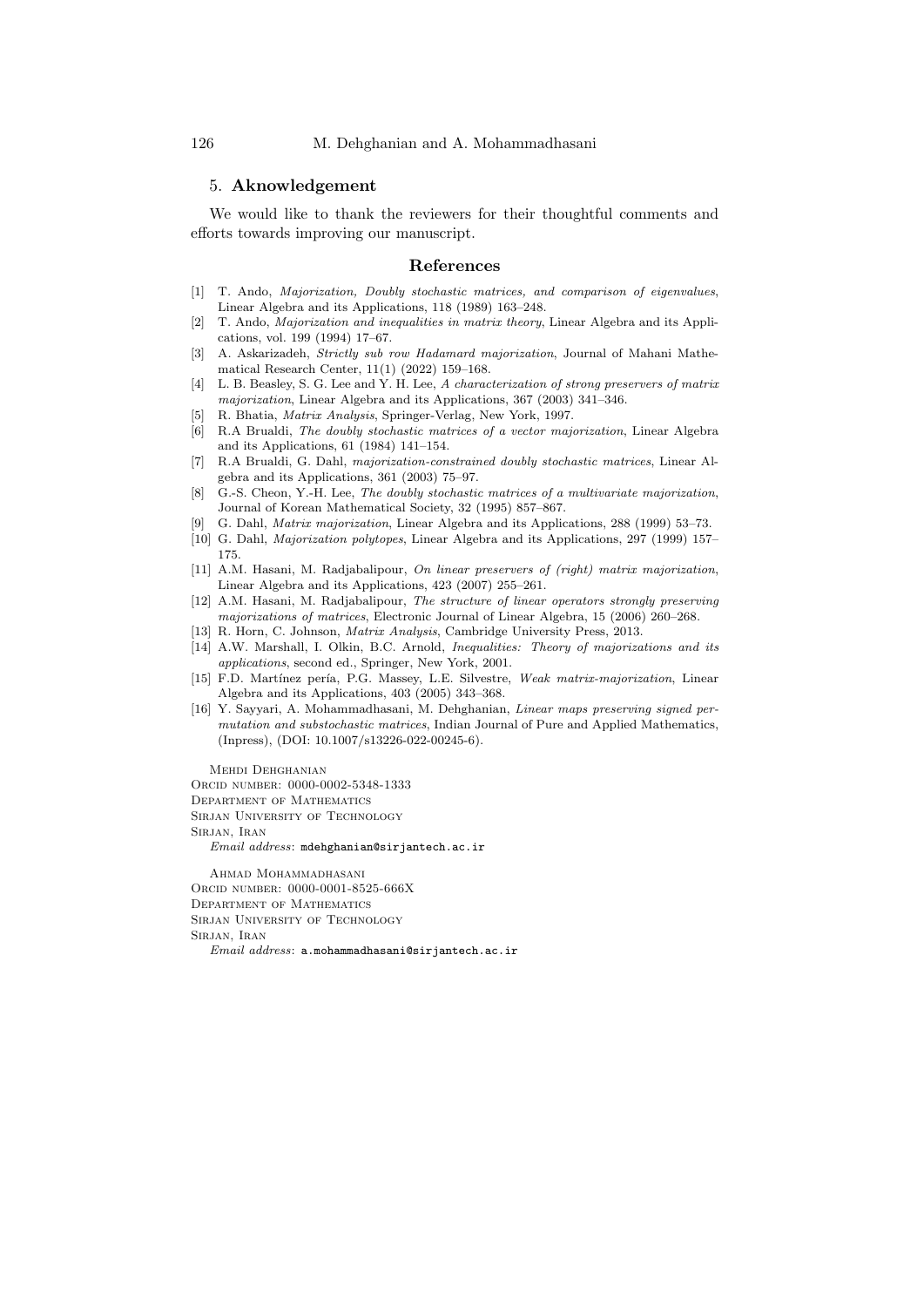## 5. Aknowledgement

We would like to thank the reviewers for their thoughtful comments and efforts towards improving our manuscript.

## References

[1] T. Ando, *Majorization, Doubly stochastic matrices, and comparison of eigenvalues*, Linear Algebra and its Applications, 118 (1989) 163–248.

[2] T. Ando, *Majorization and inequalities in matrix theory*, Linear Algebra and its Applications, vol. 199 (1994) 17–67.

[3] A. Askarizadeh, *Strictly sub row Hadamard majorization*, Journal of Mahani Mathematical Research Center, 11(1) (2022) 159–168.

[4] L. B. Beasley, S. G. Lee and Y. H. Lee, *A characterization of strong preservers of matrix majorization*, Linear Algebra and its Applications, 367 (2003) 341–346.

[5] R. Bhatia, *Matrix Analysis*, Springer-Verlag, New York, 1997.

[6] R.A Brualdi, *The doubly stochastic matrices of a vector majorization*, Linear Algebra and its Applications, 61 (1984) 141–154.

[7] R.A Brualdi, G. Dahl, *majorization-constrained doubly stochastic matrices*, Linear Algebra and its Applications, 361 (2003) 75–97.

[8] G.-S. Cheon, Y.-H. Lee, *The doubly stochastic matrices of a multivariate majorization*, Journal of Korean Mathematical Society, 32 (1995) 857–867.

[9] G. Dahl, *Matrix majorization*, Linear Algebra and its Applications, 288 (1999) 53–73.

[10] G. Dahl, *Majorization polytopes*, Linear Algebra and its Applications, 297 (1999) 157–175.

[11] A.M. Hasani, M. Radjabalipour, *On linear preservers of (right) matrix majorization*, Linear Algebra and its Applications, 423 (2007) 255–261.

[12] A.M. Hasani, M. Radjabalipour, *The structure of linear operators strongly preserving majorizations of matrices*, Electronic Journal of Linear Algebra, 15 (2006) 260–268.

[13] R. Horn, C. Johnson, *Matrix Analysis*, Cambridge University Press, 2013.

[14] A.W. Marshall, I. Olkin, B.C. Arnold, *Inequalities: Theory of majorizations and its applications*, second ed., Springer, New York, 2001.

[15] F.D. Martínez pería, P.G. Massey, L.E. Silvestre, *Weak matrix-majorization*, Linear Algebra and its Applications, 403 (2005) 343–368.

[16] Y. Sayyari, A. Mohammadhasani, M. Dehghanian, *Linear maps preserving signed permutation and substochastic matrices*, Indian Journal of Pure and Applied Mathematics, (Inpress), (DOI: 10.1007/s13226-022-00245-6).

Mehdi Dehghanian
Orcid number: 0000-0002-5348-1333
Department of Mathematics
Sirjan University of Technology
Sirjan, Iran
*Email address*: mdehghanian@sirjantech.ac.ir

Ahmad Mohammadhasani
Orcid number: 0000-0001-8525-666X
Department of Mathematics
Sirjan University of Technology
Sirjan, Iran
*Email address*: a.mohammadhasani@sirjantech.ac.ir